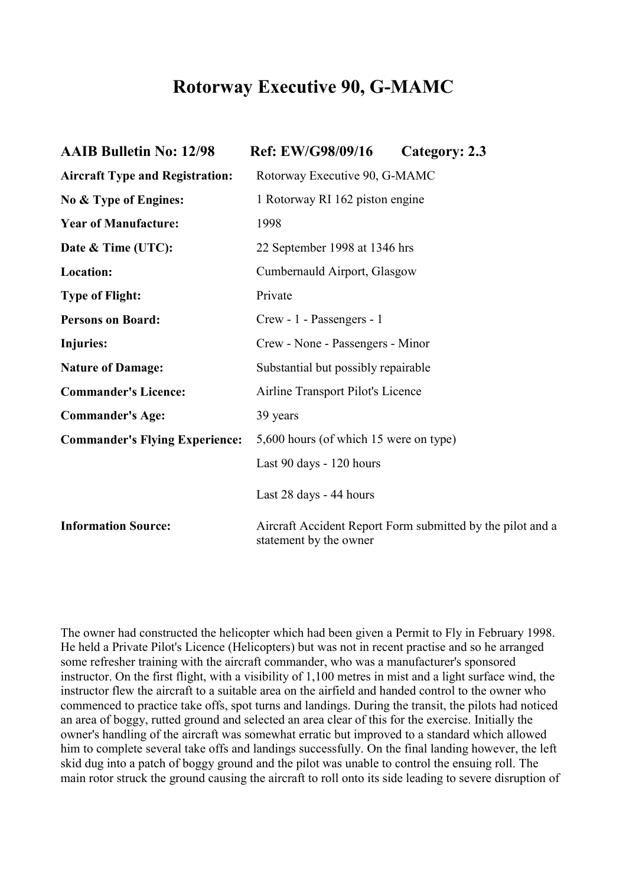# Rotorway Executive 90, G-MAMC

| **AAIB Bulletin No: 12/98** | **Ref: EW/G98/09/16** **Category: 2.3** |
| --- | --- |
| **Aircraft Type and Registration:** | Rotorway Executive 90, G-MAMC |
| **No & Type of Engines:** | 1 Rotorway RI 162 piston engine |
| **Year of Manufacture:** | 1998 |
| **Date & Time (UTC):** | 22 September 1998 at 1346 hrs |
| **Location:** | Cumbernauld Airport, Glasgow |
| **Type of Flight:** | Private |
| **Persons on Board:** | Crew - 1 - Passengers - 1 |
| **Injuries:** | Crew - None - Passengers - Minor |
| **Nature of Damage:** | Substantial but possibly repairable |
| **Commander's Licence:** | Airline Transport Pilot's Licence |
| **Commander's Age:** | 39 years |
| **Commander's Flying Experience:** | 5,600 hours (of which 15 were on type) |
| | Last 90 days - 120 hours |
| | Last 28 days - 44 hours |
| **Information Source:** | Aircraft Accident Report Form submitted by the pilot and a statement by the owner |

The owner had constructed the helicopter which had been given a Permit to Fly in February 1998. He held a Private Pilot's Licence (Helicopters) but was not in recent practise and so he arranged some refresher training with the aircraft commander, who was a manufacturer's sponsored instructor. On the first flight, with a visibility of 1,100 metres in mist and a light surface wind, the instructor flew the aircraft to a suitable area on the airfield and handed control to the owner who commenced to practice take offs, spot turns and landings. During the transit, the pilots had noticed an area of boggy, rutted ground and selected an area clear of this for the exercise. Initially the owner's handling of the aircraft was somewhat erratic but improved to a standard which allowed him to complete several take offs and landings successfully. On the final landing however, the left skid dug into a patch of boggy ground and the pilot was unable to control the ensuing roll. The main rotor struck the ground causing the aircraft to roll onto its side leading to severe disruption of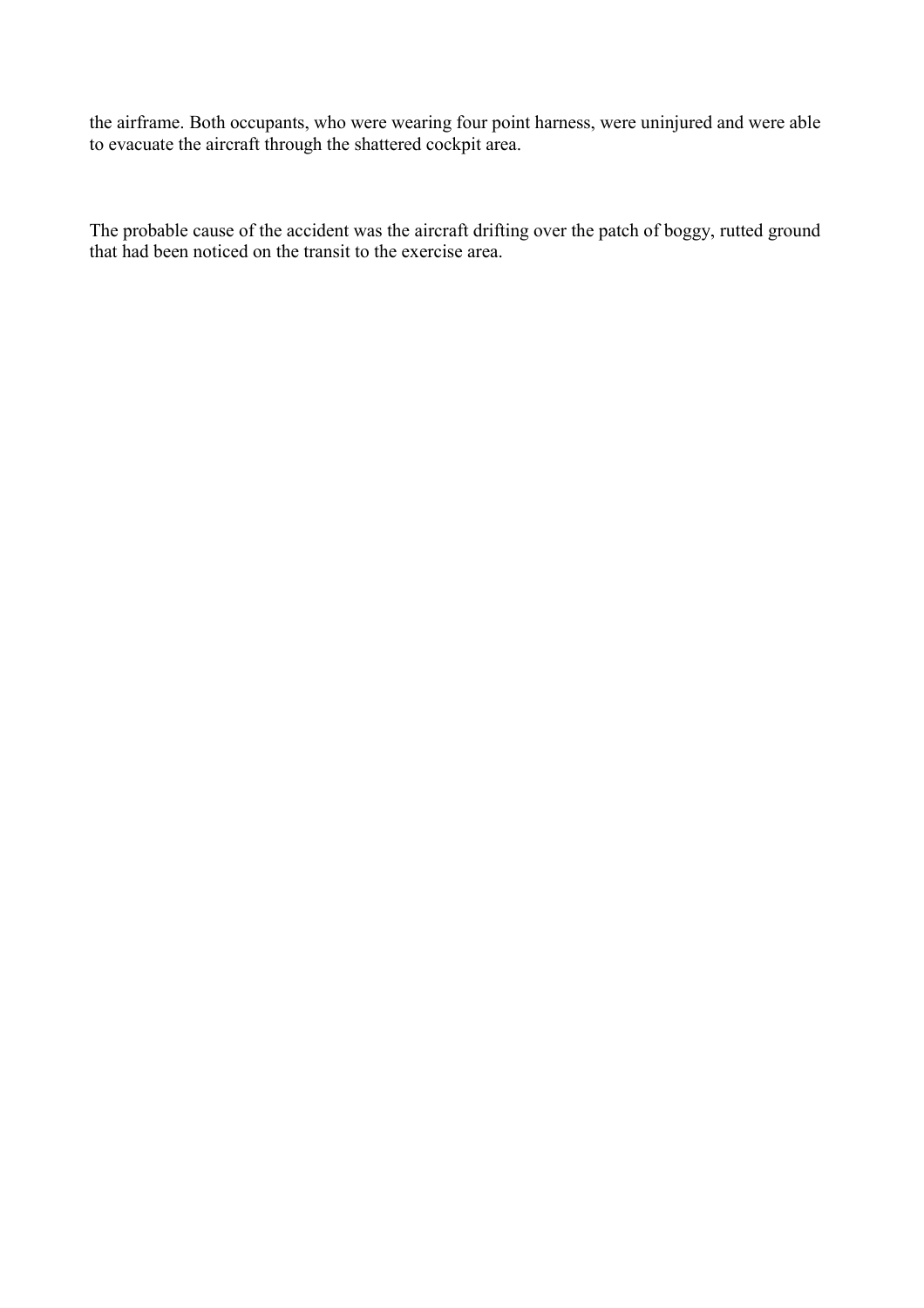the airframe. Both occupants, who were wearing four point harness, were uninjured and were able to evacuate the aircraft through the shattered cockpit area.

The probable cause of the accident was the aircraft drifting over the patch of boggy, rutted ground that had been noticed on the transit to the exercise area.